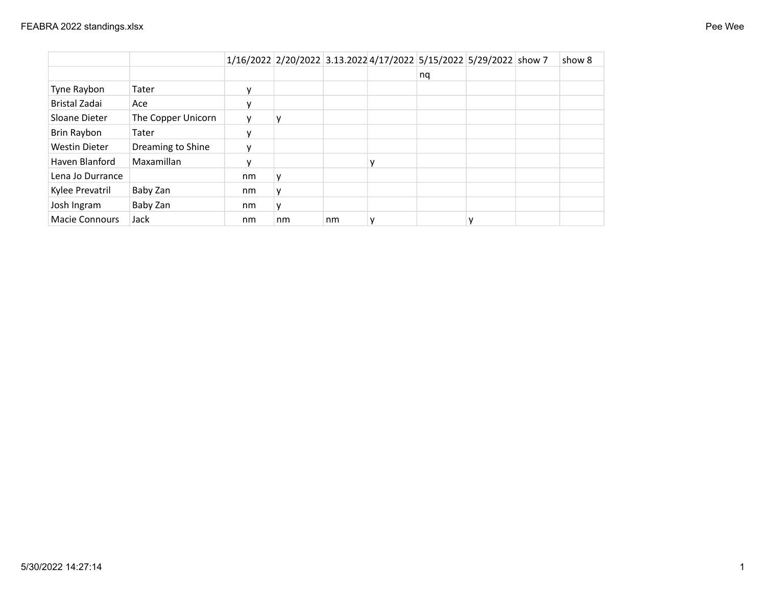# Pee Wee

| | | 1/16/2022 | 2/20/2022 | 3.13.2022 | 4/17/2022 | 5/15/2022 | 5/29/2022 | show 7 | show 8 |
|---|---|---|---|---|---|---|---|---|---|
| | | | | | | nq | | | |
| Tyne Raybon | Tater | y | | | | | | | |
| Bristal Zadai | Ace | y | | | | | | | |
| Sloane Dieter | The Copper Unicorn | y | y | | | | | | |
| Brin Raybon | Tater | y | | | | | | | |
| Westin Dieter | Dreaming to Shine | y | | | | | | | |
| Haven Blanford | Maxamillan | y | | | y | | | | |
| Lena Jo Durrance | | nm | y | | | | | | |
| Kylee Prevatril | Baby Zan | nm | y | | | | | | |
| Josh Ingram | Baby Zan | nm | y | | | | | | |
| Macie Connours | Jack | nm | nm | nm | y | | y | | |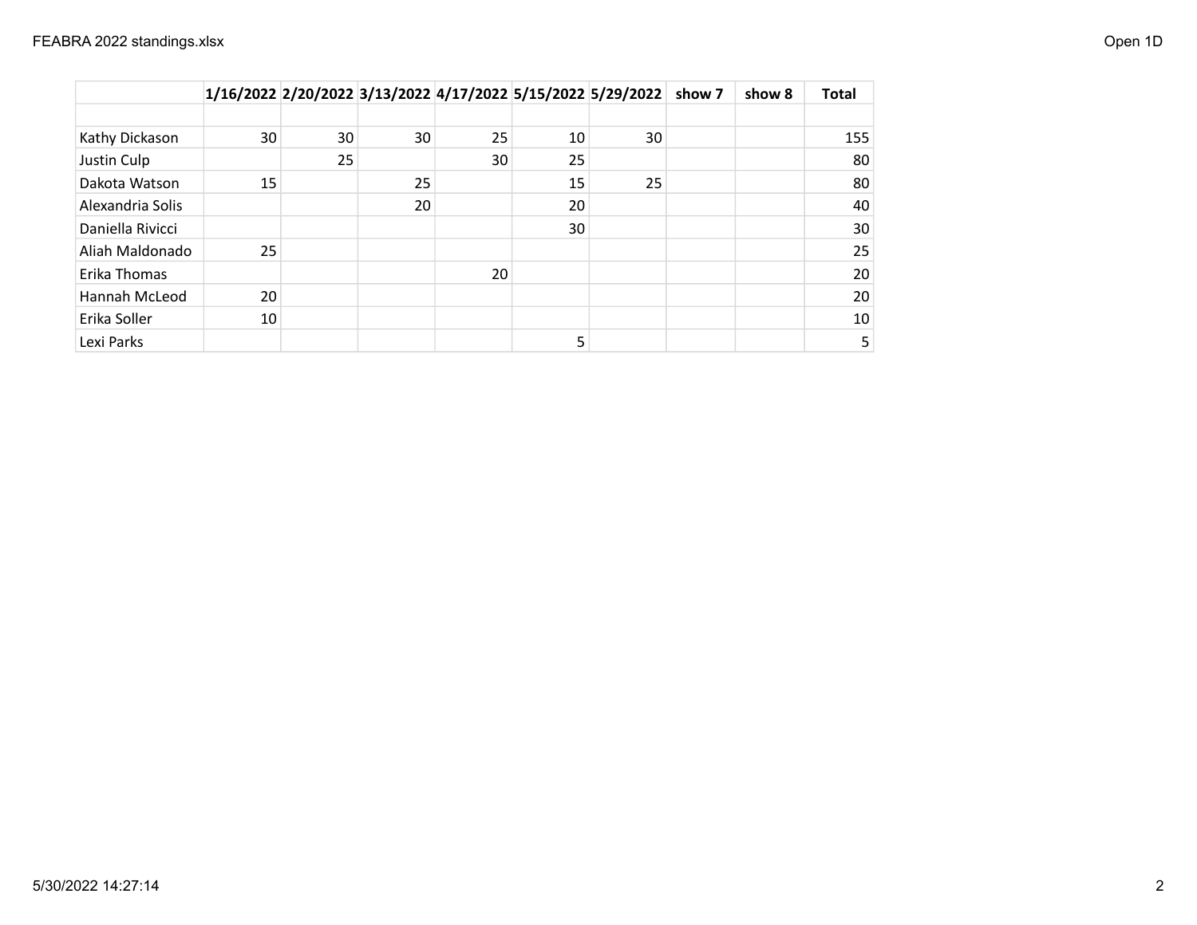| | 1/16/2022 | 2/20/2022 | 3/13/2022 | 4/17/2022 | 5/15/2022 | 5/29/2022 | show 7 | show 8 | Total |
|---|---|---|---|---|---|---|---|---|---|
| | | | | | | | | | |
| Kathy Dickason | 30 | 30 | 30 | 25 | 10 | 30 | | | 155 |
| Justin Culp | | 25 | | 30 | 25 | | | | 80 |
| Dakota Watson | 15 | | 25 | | 15 | 25 | | | 80 |
| Alexandria Solis | | | 20 | | 20 | | | | 40 |
| Daniella Rivicci | | | | | 30 | | | | 30 |
| Aliah Maldonado | 25 | | | | | | | | 25 |
| Erika Thomas | | | | 20 | | | | | 20 |
| Hannah McLeod | 20 | | | | | | | | 20 |
| Erika Soller | 10 | | | | | | | | 10 |
| Lexi Parks | | | | | 5 | | | | 5 |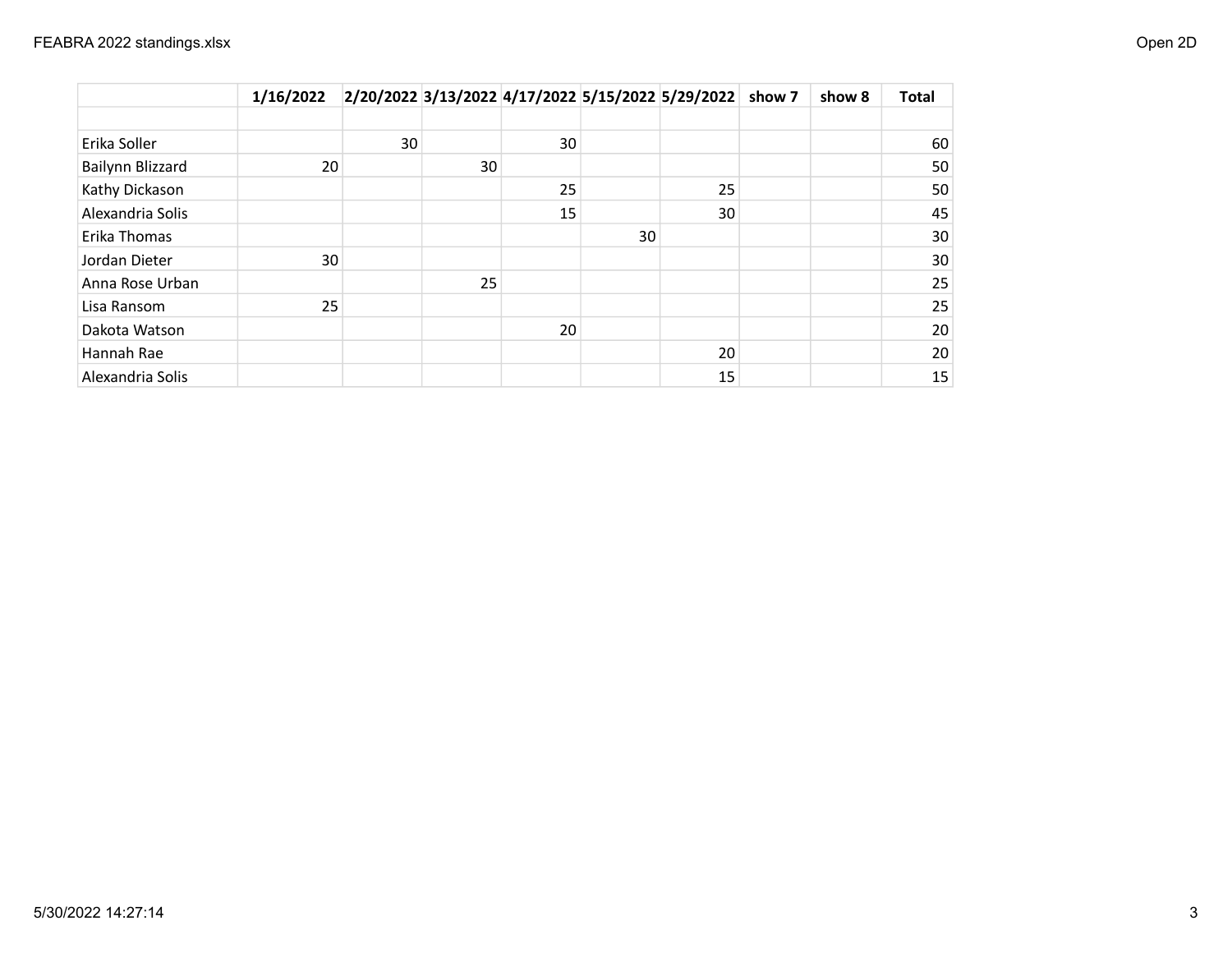| | 1/16/2022 | 2/20/2022 | 3/13/2022 | 4/17/2022 | 5/15/2022 | 5/29/2022 | show 7 | show 8 | Total |
|---|---|---|---|---|---|---|---|---|---|
| | | | | | | | | | |
| Erika Soller | | 30 | | 30 | | | | | 60 |
| Bailynn Blizzard | 20 | | 30 | | | | | | 50 |
| Kathy Dickason | | | | 25 | | 25 | | | 50 |
| Alexandria Solis | | | | 15 | | 30 | | | 45 |
| Erika Thomas | | | | | 30 | | | | 30 |
| Jordan Dieter | 30 | | | | | | | | 30 |
| Anna Rose Urban | | | 25 | | | | | | 25 |
| Lisa Ransom | 25 | | | | | | | | 25 |
| Dakota Watson | | | | 20 | | | | | 20 |
| Hannah Rae | | | | | | 20 | | | 20 |
| Alexandria Solis | | | | | | 15 | | | 15 |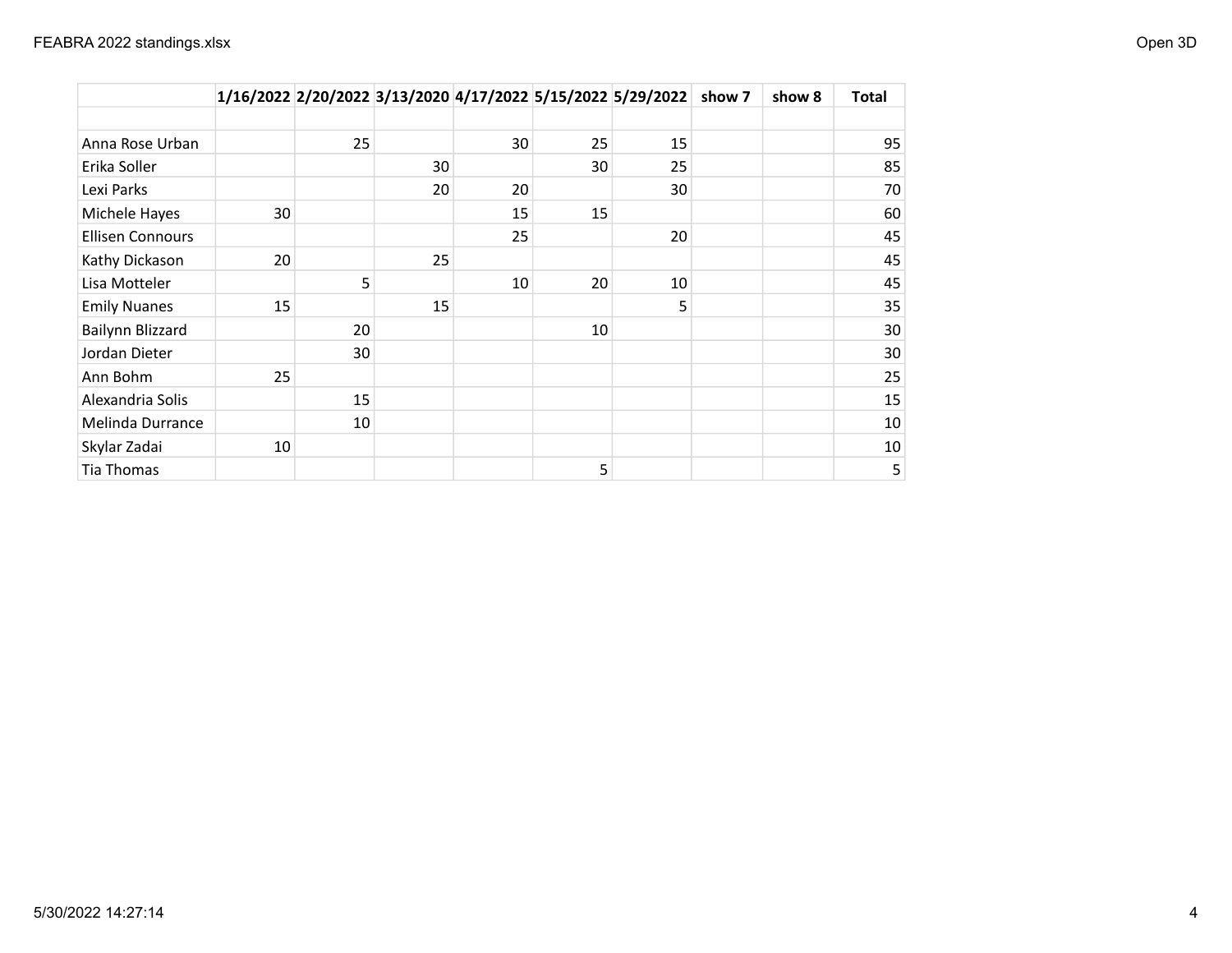| | 1/16/2022 | 2/20/2022 | 3/13/2020 | 4/17/2022 | 5/15/2022 | 5/29/2022 | show 7 | show 8 | Total |
|---|---|---|---|---|---|---|---|---|---|
| | | | | | | | | | |
| Anna Rose Urban | | 25 | | 30 | 25 | 15 | | | 95 |
| Erika Soller | | | 30 | | 30 | 25 | | | 85 |
| Lexi Parks | | | 20 | 20 | | 30 | | | 70 |
| Michele Hayes | 30 | | | 15 | 15 | | | | 60 |
| Ellisen Connours | | | | 25 | | 20 | | | 45 |
| Kathy Dickason | 20 | | 25 | | | | | | 45 |
| Lisa Motteler | | 5 | | 10 | 20 | 10 | | | 45 |
| Emily Nuanes | 15 | | 15 | | | 5 | | | 35 |
| Bailynn Blizzard | | 20 | | | 10 | | | | 30 |
| Jordan Dieter | | 30 | | | | | | | 30 |
| Ann Bohm | 25 | | | | | | | | 25 |
| Alexandria Solis | | 15 | | | | | | | 15 |
| Melinda Durrance | | 10 | | | | | | | 10 |
| Skylar Zadai | 10 | | | | | | | | 10 |
| Tia Thomas | | | | | 5 | | | | 5 |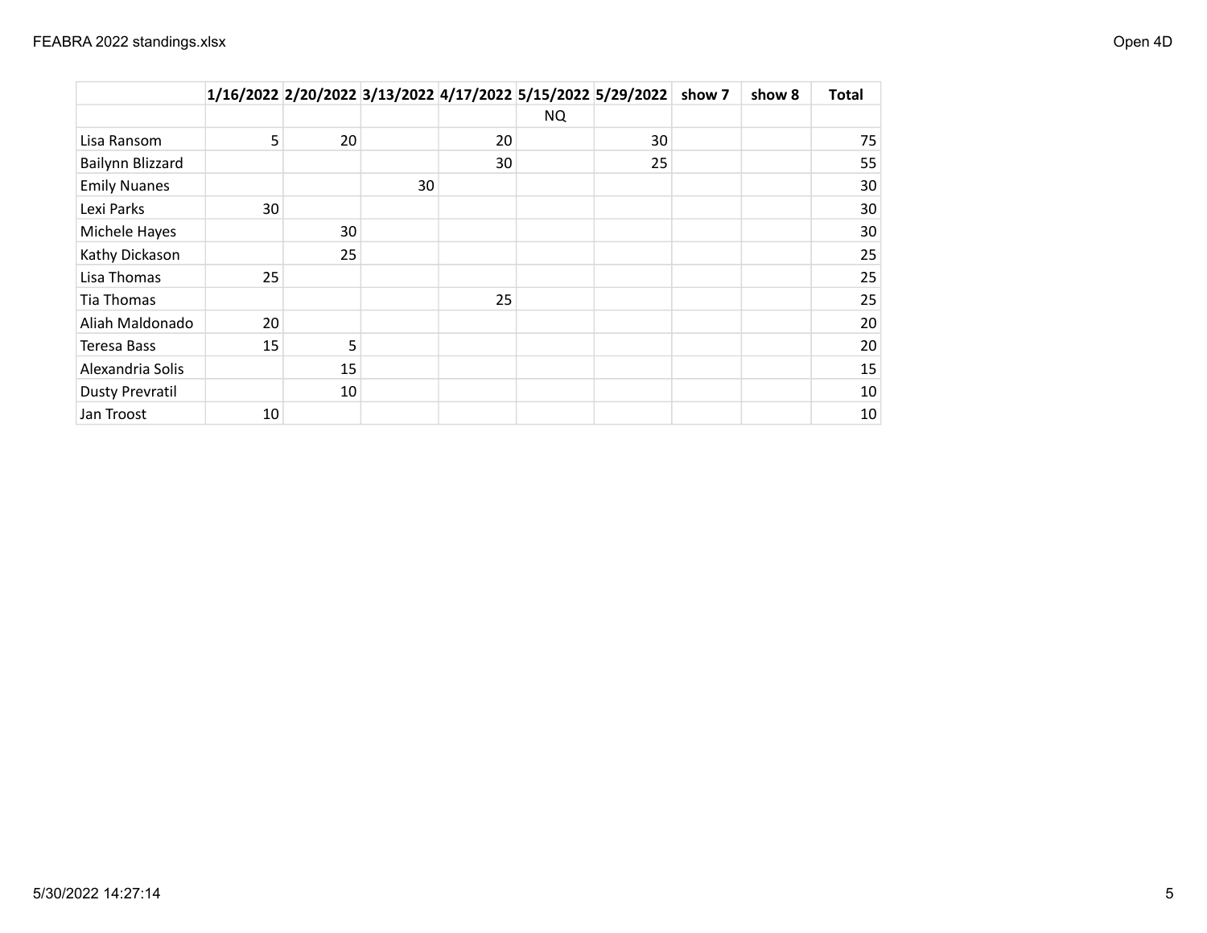|  | 1/16/2022 | 2/20/2022 | 3/13/2022 | 4/17/2022 | 5/15/2022 | 5/29/2022 | show 7 | show 8 | Total |
|---|---|---|---|---|---|---|---|---|---|
|  |  |  |  |  | NQ |  |  |  |  |
| Lisa Ransom | 5 | 20 |  | 20 |  | 30 |  |  | 75 |
| Bailynn Blizzard |  |  |  | 30 |  | 25 |  |  | 55 |
| Emily Nuanes |  |  | 30 |  |  |  |  |  | 30 |
| Lexi Parks | 30 |  |  |  |  |  |  |  | 30 |
| Michele Hayes |  | 30 |  |  |  |  |  |  | 30 |
| Kathy Dickason |  | 25 |  |  |  |  |  |  | 25 |
| Lisa Thomas | 25 |  |  |  |  |  |  |  | 25 |
| Tia Thomas |  |  |  | 25 |  |  |  |  | 25 |
| Aliah Maldonado | 20 |  |  |  |  |  |  |  | 20 |
| Teresa Bass | 15 | 5 |  |  |  |  |  |  | 20 |
| Alexandria Solis |  | 15 |  |  |  |  |  |  | 15 |
| Dusty Prevratil |  | 10 |  |  |  |  |  |  | 10 |
| Jan Troost | 10 |  |  |  |  |  |  |  | 10 |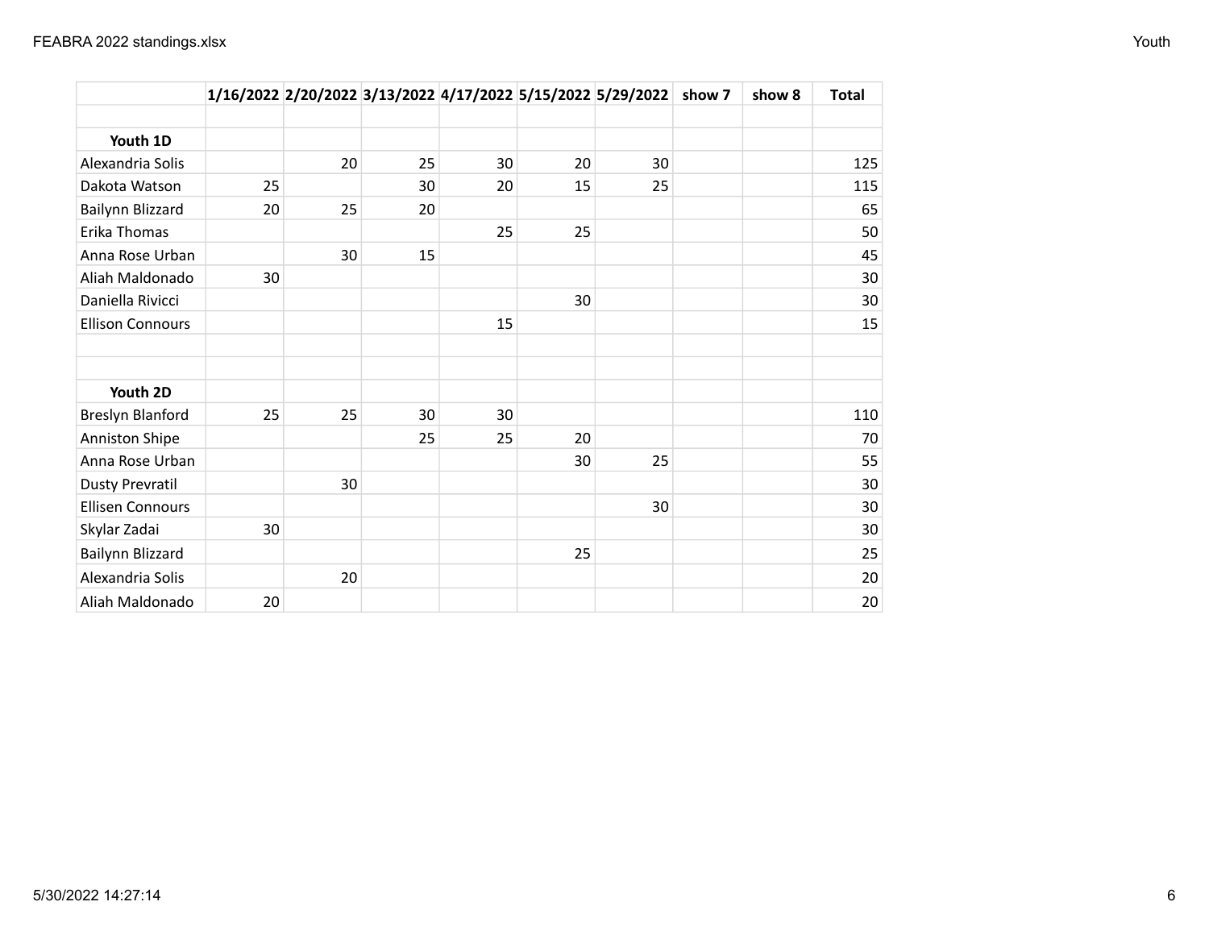| | 1/16/2022 | 2/20/2022 | 3/13/2022 | 4/17/2022 | 5/15/2022 | 5/29/2022 | show 7 | show 8 | Total |
|---|---|---|---|---|---|---|---|---|---|
| | | | | | | | | | |
| **Youth 1D** | | | | | | | | | |
| Alexandria Solis | | 20 | 25 | 30 | 20 | 30 | | | 125 |
| Dakota Watson | 25 | | 30 | 20 | 15 | 25 | | | 115 |
| Bailynn Blizzard | 20 | 25 | 20 | | | | | | 65 |
| Erika Thomas | | | | 25 | 25 | | | | 50 |
| Anna Rose Urban | | 30 | 15 | | | | | | 45 |
| Aliah Maldonado | 30 | | | | | | | | 30 |
| Daniella Rivicci | | | | | 30 | | | | 30 |
| Ellison Connours | | | | 15 | | | | | 15 |
| | | | | | | | | | |
| | | | | | | | | | |
| **Youth 2D** | | | | | | | | | |
| Breslyn Blanford | 25 | 25 | 30 | 30 | | | | | 110 |
| Anniston Shipe | | | 25 | 25 | 20 | | | | 70 |
| Anna Rose Urban | | | | | 30 | 25 | | | 55 |
| Dusty Prevratil | | 30 | | | | | | | 30 |
| Ellisen Connours | | | | | | 30 | | | 30 |
| Skylar Zadai | 30 | | | | | | | | 30 |
| Bailynn Blizzard | | | | | 25 | | | | 25 |
| Alexandria Solis | | 20 | | | | | | | 20 |
| Aliah Maldonado | 20 | | | | | | | | 20 |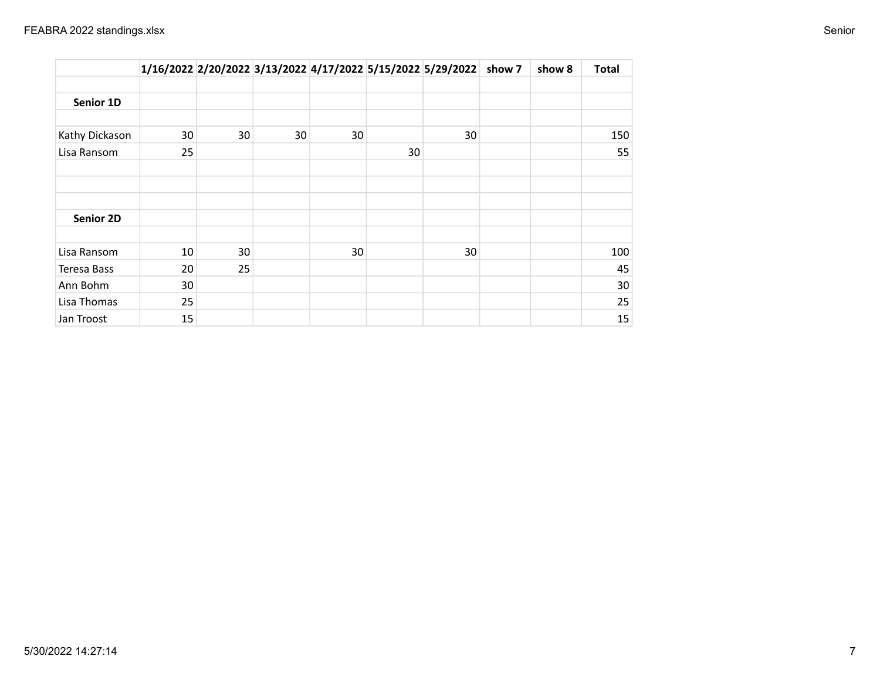| | 1/16/2022 | 2/20/2022 | 3/13/2022 | 4/17/2022 | 5/15/2022 | 5/29/2022 | show 7 | show 8 | Total |
|---|---|---|---|---|---|---|---|---|---|
| | | | | | | | | | |
| **Senior 1D** | | | | | | | | | |
| | | | | | | | | | |
| Kathy Dickason | 30 | 30 | 30 | 30 | | 30 | | | 150 |
| Lisa Ransom | 25 | | | | 30 | | | | 55 |
| | | | | | | | | | |
| | | | | | | | | | |
| | | | | | | | | | |
| **Senior 2D** | | | | | | | | | |
| | | | | | | | | | |
| Lisa Ransom | 10 | 30 | | 30 | | 30 | | | 100 |
| Teresa Bass | 20 | 25 | | | | | | | 45 |
| Ann Bohm | 30 | | | | | | | | 30 |
| Lisa Thomas | 25 | | | | | | | | 25 |
| Jan Troost | 15 | | | | | | | | 15 |